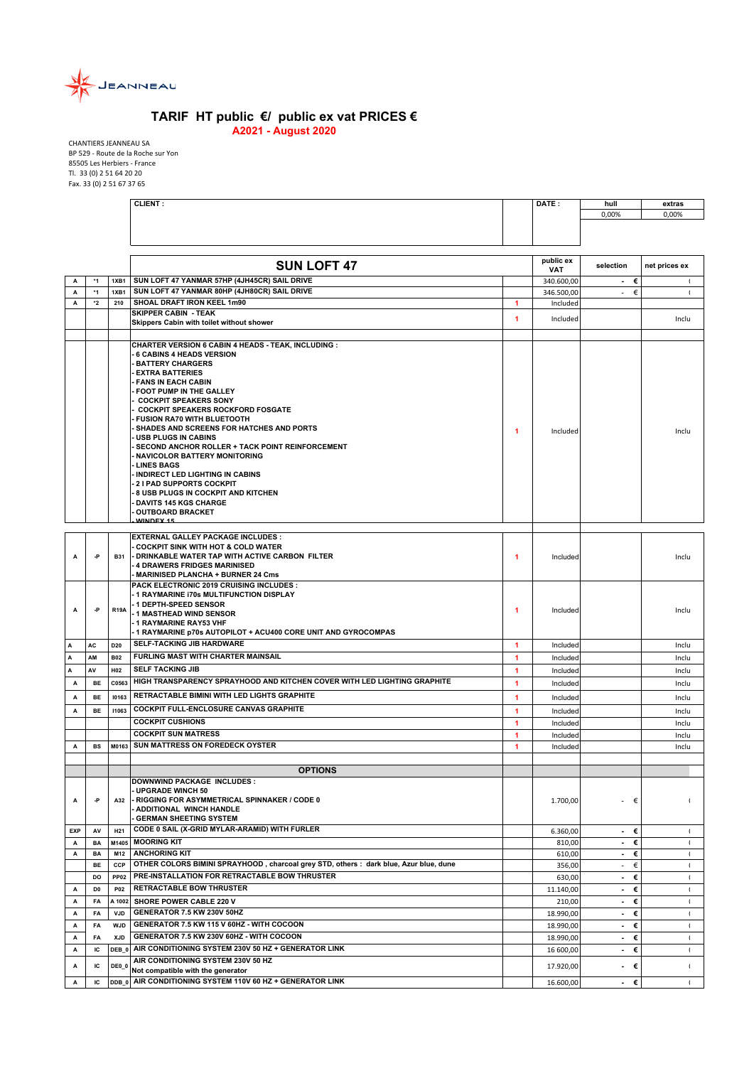JEANNEAU

# TARIF HT public €/ public ex vat PRICES €

**A2021 - August 2020**

CHANTIERS JEANNEAU SA
BP 529 - Route de la Roche sur Yon
85505 Les Herbiers - France
Tl. 33 (0) 2 51 64 20 20
Fax. 33 (0) 2 51 67 37 65

| CLIENT : | | DATE : | hull | extras |
|---|---|---|---|---|
| | | | 0,00% | 0,00% |

| | | | SUN LOFT 47 | | public ex VAT | selection | net prices ex |
|---|---|---|---|---|---|---|---|
| A | *1 | 1XB1 | SUN LOFT 47 YANMAR 57HP (4JH45CR) SAIL DRIVE | | 340.600,00 | - € | ( |
| A | *1 | 1XB1 | SUN LOFT 47 YANMAR 80HP (4JH80CR) SAIL DRIVE | | 346.500,00 | - € | ( |
| A | *2 | 210 | SHOAL DRAFT IRON KEEL 1m90 | 1 | Included | | |
| | | | SKIPPER CABIN - TEAK<br>Skippers Cabin with toilet without shower | 1 | Included | | Inclu |
| | | | | | | | |
| | | | CHARTER VERSION 6 CABIN 4 HEADS - TEAK, INCLUDING :<br>- 6 CABINS 4 HEADS VERSION<br>- BATTERY CHARGERS<br>- EXTRA BATTERIES<br>- FANS IN EACH CABIN<br>- FOOT PUMP IN THE GALLEY<br>- COCKPIT SPEAKERS SONY<br>- COCKPIT SPEAKERS ROCKFORD FOSGATE<br>- FUSION RA70 WITH BLUETOOTH<br>- SHADES AND SCREENS FOR HATCHES AND PORTS<br>- USB PLUGS IN CABINS<br>- SECOND ANCHOR ROLLER + TACK POINT REINFORCEMENT<br>- NAVICOLOR BATTERY MONITORING<br>- LINES BAGS<br>- INDIRECT LED LIGHTING IN CABINS<br>- 2 I PAD SUPPORTS COCKPIT<br>- 8 USB PLUGS IN COCKPIT AND KITCHEN<br>- DAVITS 145 KGS CHARGE<br>- OUTBOARD BRACKET<br>- WINDEX 15 | 1 | Included | | Inclu |
| | | | | | | | |
| A | -P | B31 | EXTERNAL GALLEY PACKAGE INCLUDES :<br>- COCKPIT SINK WITH HOT & COLD WATER<br>- DRINKABLE WATER TAP WITH ACTIVE CARBON FILTER<br>- 4 DRAWERS FRIDGES MARINISED<br>- MARINISED PLANCHA + BURNER 24 Cms | 1 | Included | | Inclu |
| A | -P | R19A | PACK ELECTRONIC 2019 CRUISING INCLUDES :<br>- 1 RAYMARINE i70s MULTIFUNCTION DISPLAY<br>- 1 DEPTH-SPEED SENSOR<br>- 1 MASTHEAD WIND SENSOR<br>- 1 RAYMARINE RAY53 VHF<br>- 1 RAYMARINE p70s AUTOPILOT + ACU400 CORE UNIT AND GYROCOMPAS | 1 | Included | | Inclu |
| A | AC | D20 | SELF-TACKING JIB HARDWARE | 1 | Included | | Inclu |
| A | AM | B02 | FURLING MAST WITH CHARTER MAINSAIL | 1 | Included | | Inclu |
| A | AV | H02 | SELF TACKING JIB | 1 | Included | | Inclu |
| A | BE | C0563 | HIGH TRANSPARENCY SPRAYHOOD AND KITCHEN COVER WITH LED LIGHTING GRAPHITE | 1 | Included | | Inclu |
| A | BE | I0163 | RETRACTABLE BIMINI WITH LED LIGHTS GRAPHITE | 1 | Included | | Inclu |
| A | BE | I1063 | COCKPIT FULL-ENCLOSURE CANVAS GRAPHITE | 1 | Included | | Inclu |
| | | | COCKPIT CUSHIONS | 1 | Included | | Inclu |
| | | | COCKPIT SUN MATRESS | 1 | Included | | Inclu |
| A | BS | M0163 | SUN MATTRESS ON FOREDECK OYSTER | 1 | Included | | Inclu |
| | | | | | | | |
| | | | **OPTIONS** | | | | |
| A | -P | A32 | DOWNWIND PACKAGE INCLUDES :<br>- UPGRADE WINCH 50<br>- RIGGING FOR ASYMMETRICAL SPINNAKER / CODE 0<br>- ADDITIONAL WINCH HANDLE<br>- GERMAN SHEETING SYSTEM | | 1.700,00 | - € | ( |
| EXP | AV | H21 | CODE 0 SAIL (X-GRID MYLAR-ARAMID) WITH FURLER | | 6.360,00 | - € | ( |
| A | BA | M1405 | MOORING KIT | | 810,00 | - € | ( |
| A | BA | M12 | ANCHORING KIT | | 610,00 | - € | ( |
| | BE | CCP | OTHER COLORS BIMINI SPRAYHOOD , charcoal grey STD, others : dark blue, Azur blue, dune | | 356,00 | - € | ( |
| | DO | PP02 | PRE-INSTALLATION FOR RETRACTABLE BOW THRUSTER | | 630,00 | - € | ( |
| A | D0 | P02 | RETRACTABLE BOW THRUSTER | | 11.140,00 | - € | ( |
| A | FA | A 1002 | SHORE POWER CABLE 220 V | | 210,00 | - € | ( |
| A | FA | VJD | GENERATOR 7.5 KW 230V 50HZ | | 18.990,00 | - € | ( |
| A | FA | WJD | GENERATOR 7.5 KW 115 V 60HZ - WITH COCOON | | 18.990,00 | - € | ( |
| A | FA | XJD | GENERATOR 7.5 KW 230V 60HZ - WITH COCOON | | 18.990,00 | - € | ( |
| A | IC | DEB_0 | AIR CONDITIONING SYSTEM 230V 50 HZ + GENERATOR LINK | | 16 600,00 | - € | ( |
| A | IC | DE0_0 | AIR CONDITIONING SYSTEM 230V 50 HZ<br>Not compatible with the generator | | 17.920,00 | - € | ( |
| A | IC | DDB_0 | AIR CONDITIONING SYSTEM 110V 60 HZ + GENERATOR LINK | | 16.600,00 | - € | ( |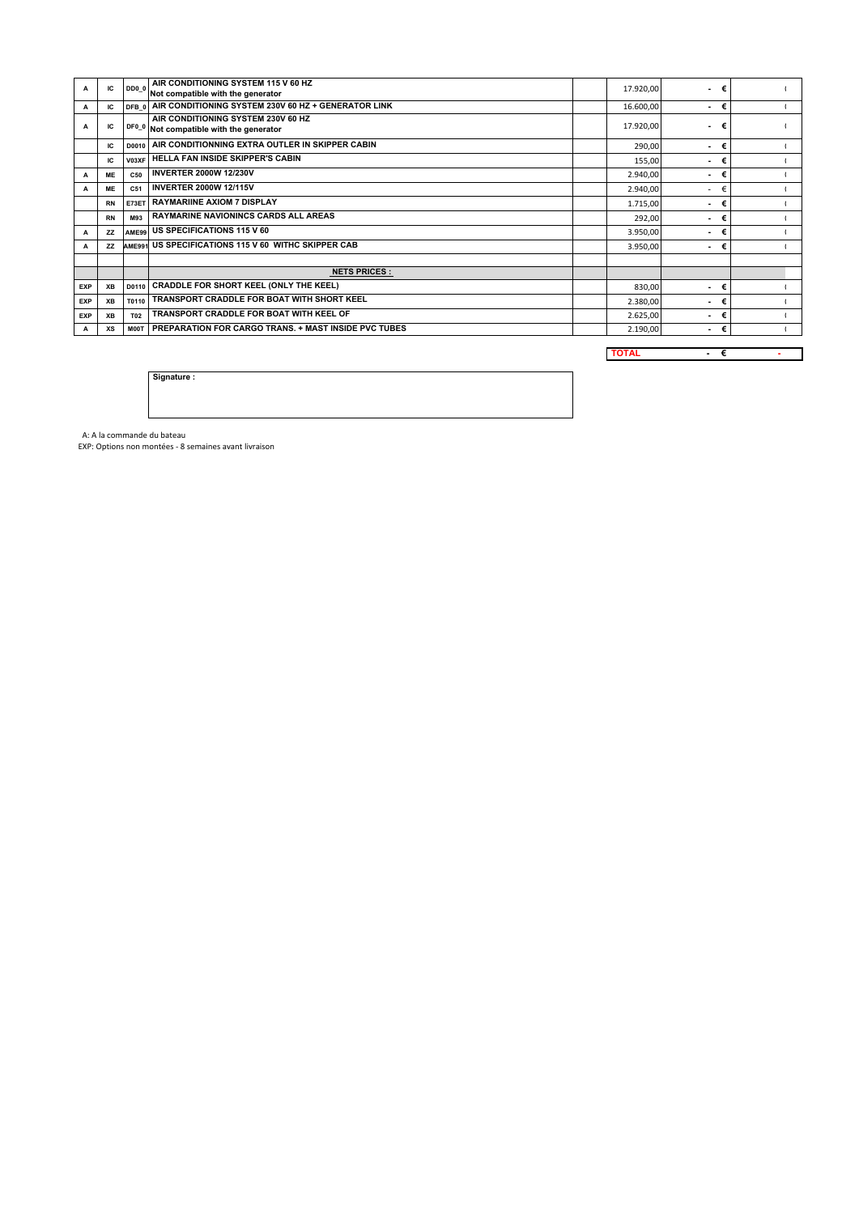| | | | | | | | |
|---|---|---|---|---|---|---|---|
| A | IC | DD0_0 | AIR CONDITIONING SYSTEM 115 V 60 HZ<br>Not compatible with the generator | | 17.920,00 | - € | ( |
| A | IC | DFB_0 | AIR CONDITIONING SYSTEM 230V 60 HZ + GENERATOR LINK | | 16.600,00 | - € | ( |
| A | IC | DF0_0 | AIR CONDITIONING SYSTEM 230V 60 HZ<br>Not compatible with the generator | | 17.920,00 | - € | ( |
| | IC | D0010 | AIR CONDITIONNING EXTRA OUTLER IN SKIPPER CABIN | | 290,00 | - € | ( |
| | IC | V03XF | HELLA FAN INSIDE SKIPPER'S CABIN | | 155,00 | - € | ( |
| A | ME | C50 | INVERTER 2000W 12/230V | | 2.940,00 | - € | ( |
| A | ME | C51 | INVERTER 2000W 12/115V | | 2.940,00 | - € | ( |
| | RN | E73ET | RAYMARIINE AXIOM 7 DISPLAY | | 1.715,00 | - € | ( |
| | RN | M93 | RAYMARINE NAVIONINCS CARDS ALL AREAS | | 292,00 | - € | ( |
| A | ZZ | AME99 | US SPECIFICATIONS 115 V 60 | | 3.950,00 | - € | ( |
| A | ZZ | AME991 | US SPECIFICATIONS 115 V 60 WITHC SKIPPER CAB | | 3.950,00 | - € | ( |
| | | | | | | | |
| | | | NETS PRICES : | | | | |
| EXP | XB | D0110 | CRADDLE FOR SHORT KEEL (ONLY THE KEEL) | | 830,00 | - € | ( |
| EXP | XB | T0110 | TRANSPORT CRADDLE FOR BOAT WITH SHORT KEEL | | 2.380,00 | - € | ( |
| EXP | XB | T02 | TRANSPORT CRADDLE FOR BOAT WITH KEEL OF | | 2.625,00 | - € | ( |
| A | XS | M00T | PREPARATION FOR CARGO TRANS. + MAST INSIDE PVC TUBES | | 2.190,00 | - € | ( |

| | | |
|---|---|---|
| TOTAL | - € | - |

**Signature :**

A: A la commande du bateau
EXP: Options non montées - 8 semaines avant livraison